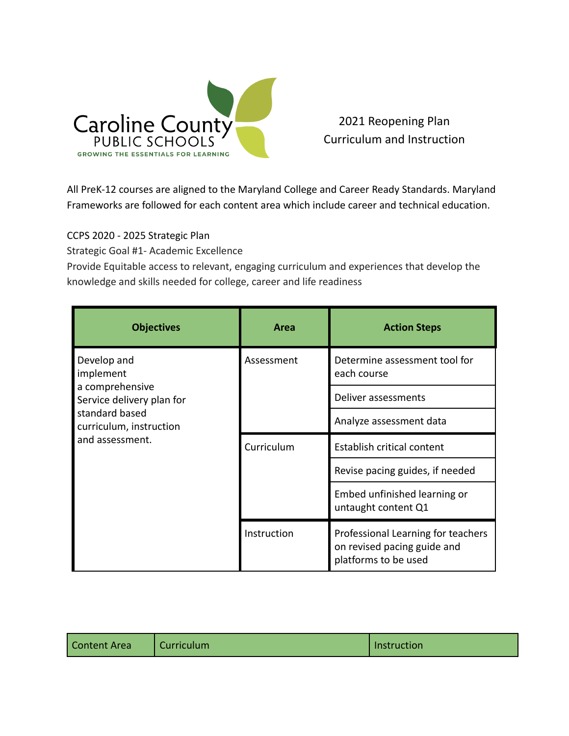Caroline County PUBLIC SCHOOLS
GROWING THE ESSENTIALS FOR LEARNING

# 2021 Reopening Plan
# Curriculum and Instruction

All PreK-12 courses are aligned to the Maryland College and Career Ready Standards. Maryland Frameworks are followed for each content area which include career and technical education.

CCPS 2020 - 2025 Strategic Plan
Strategic Goal #1- Academic Excellence
Provide Equitable access to relevant, engaging curriculum and experiences that develop the knowledge and skills needed for college, career and life readiness

| Objectives | Area | Action Steps |
|---|---|---|
| Develop and implement a comprehensive Service delivery plan for standard based curriculum, instruction and assessment. | Assessment | Determine assessment tool for each course |
| | | Deliver assessments |
| | | Analyze assessment data |
| | Curriculum | Establish critical content |
| | | Revise pacing guides, if needed |
| | | Embed unfinished learning or untaught content Q1 |
| | Instruction | Professional Learning for teachers on revised pacing guide and platforms to be used |

| Content Area | Curriculum | Instruction |
|---|---|---|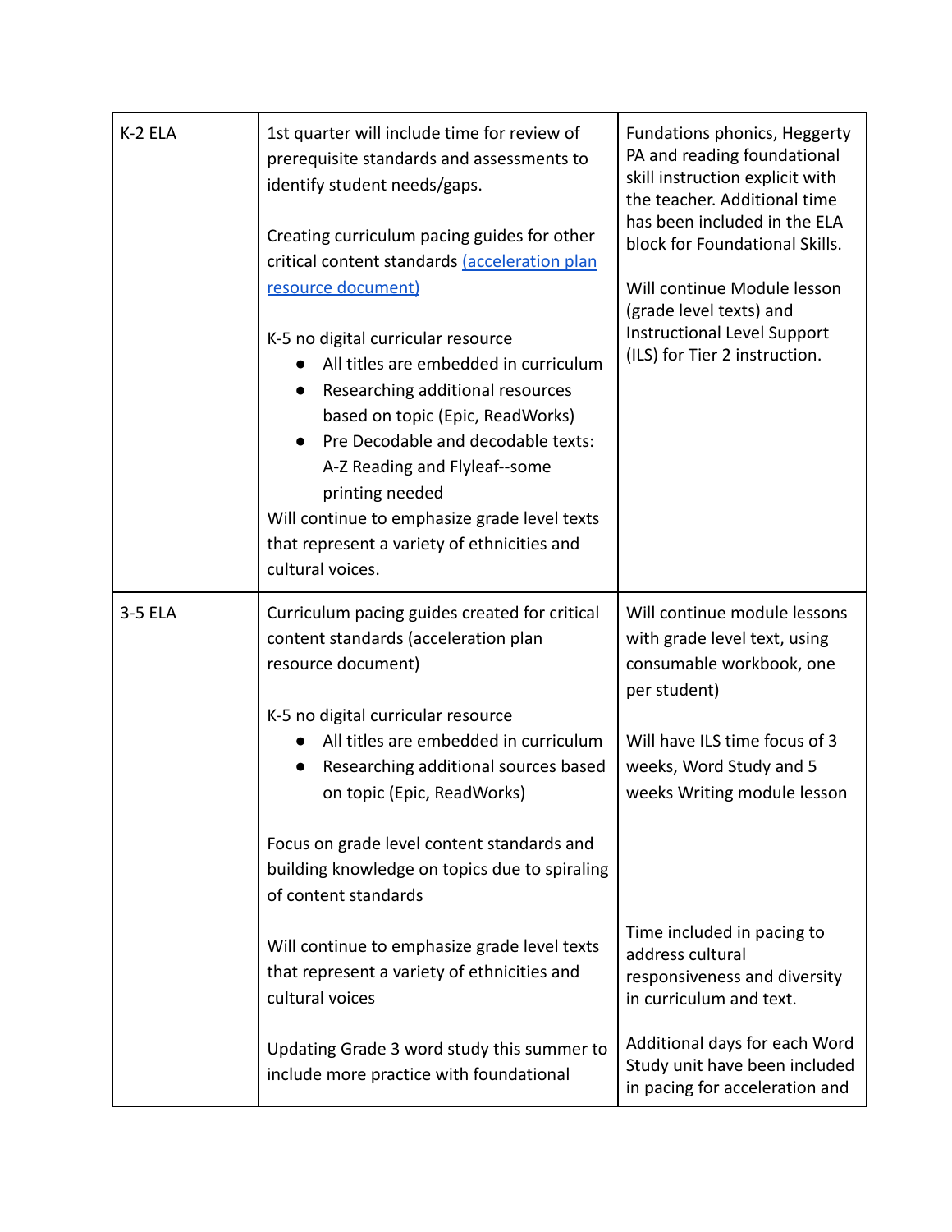| | | |
|---|---|---|
| K-2 ELA | 1st quarter will include time for review of prerequisite standards and assessments to identify student needs/gaps.<br><br>Creating curriculum pacing guides for other critical content standards [(acceleration plan resource document)]()<br><br>K-5 no digital curricular resource<br>• All titles are embedded in curriculum<br>• Researching additional resources based on topic (Epic, ReadWorks)<br>• Pre Decodable and decodable texts: A-Z Reading and Flyleaf--some printing needed<br>Will continue to emphasize grade level texts that represent a variety of ethnicities and cultural voices. | Fundations phonics, Heggerty PA and reading foundational skill instruction explicit with the teacher. Additional time has been included in the ELA block for Foundational Skills.<br><br>Will continue Module lesson (grade level texts) and Instructional Level Support (ILS) for Tier 2 instruction. |
| 3-5 ELA | Curriculum pacing guides created for critical content standards (acceleration plan resource document)<br><br>K-5 no digital curricular resource<br>• All titles are embedded in curriculum<br>• Researching additional sources based on topic (Epic, ReadWorks)<br><br>Focus on grade level content standards and building knowledge on topics due to spiraling of content standards<br><br>Will continue to emphasize grade level texts that represent a variety of ethnicities and cultural voices<br><br>Updating Grade 3 word study this summer to include more practice with foundational | Will continue module lessons with grade level text, using consumable workbook, one per student)<br><br>Will have ILS time focus of 3 weeks, Word Study and 5 weeks Writing module lesson<br><br>Time included in pacing to address cultural responsiveness and diversity in curriculum and text.<br><br>Additional days for each Word Study unit have been included in pacing for acceleration and |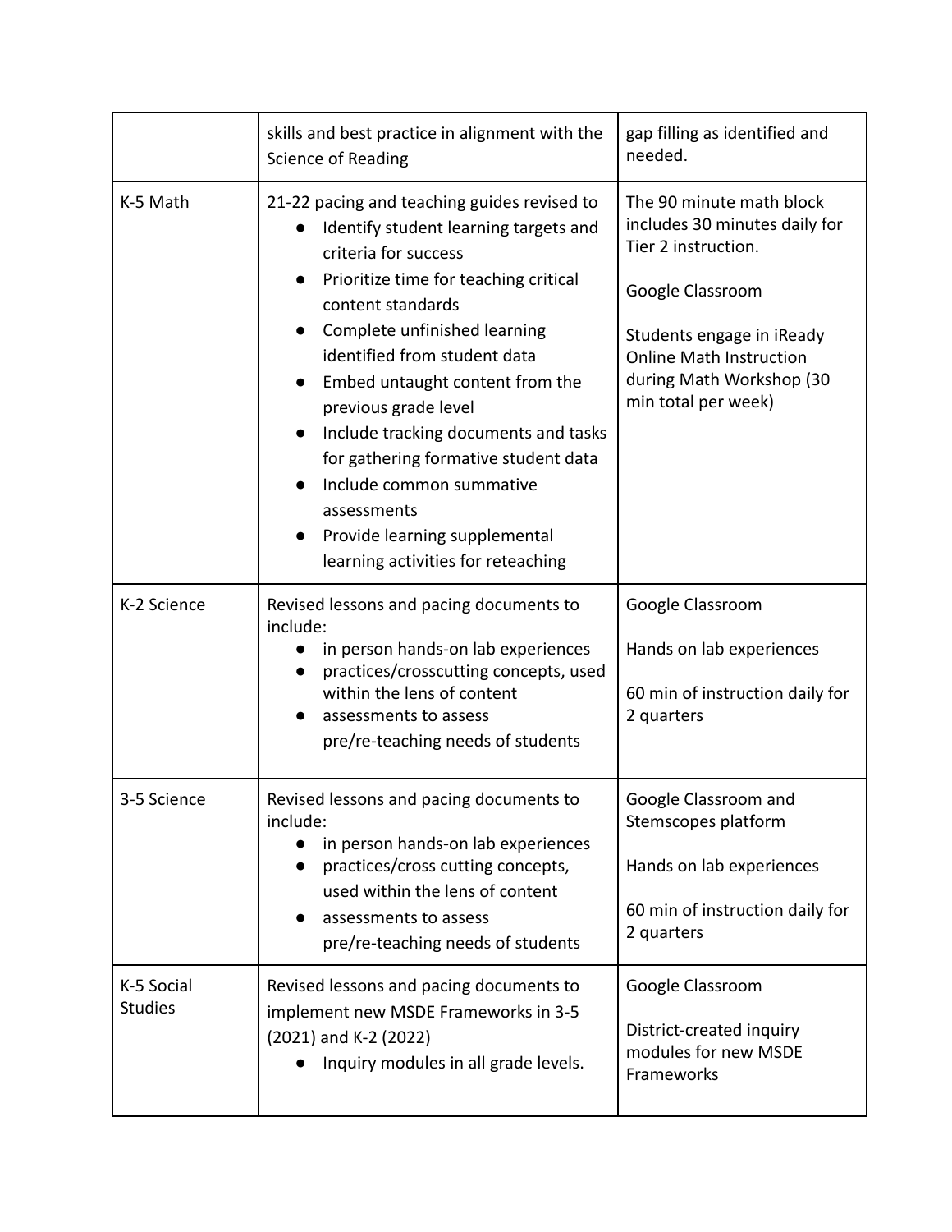| | | |
|---|---|---|
| | skills and best practice in alignment with the Science of Reading | gap filling as identified and needed. |
| K-5 Math | 21-22 pacing and teaching guides revised to<br>● Identify student learning targets and criteria for success<br>● Prioritize time for teaching critical content standards<br>● Complete unfinished learning identified from student data<br>● Embed untaught content from the previous grade level<br>● Include tracking documents and tasks for gathering formative student data<br>● Include common summative assessments<br>● Provide learning supplemental learning activities for reteaching | The 90 minute math block includes 30 minutes daily for Tier 2 instruction.<br><br>Google Classroom<br><br>Students engage in iReady Online Math Instruction during Math Workshop (30 min total per week) |
| K-2 Science | Revised lessons and pacing documents to include:<br>● in person hands-on lab experiences<br>● practices/crosscutting concepts, used within the lens of content<br>● assessments to assess pre/re-teaching needs of students | Google Classroom<br><br>Hands on lab experiences<br><br>60 min of instruction daily for 2 quarters |
| 3-5 Science | Revised lessons and pacing documents to include:<br>● in person hands-on lab experiences<br>● practices/cross cutting concepts, used within the lens of content<br>● assessments to assess pre/re-teaching needs of students | Google Classroom and Stemscopes platform<br><br>Hands on lab experiences<br><br>60 min of instruction daily for 2 quarters |
| K-5 Social Studies | Revised lessons and pacing documents to implement new MSDE Frameworks in 3-5 (2021) and K-2 (2022)<br>● Inquiry modules in all grade levels. | Google Classroom<br><br>District-created inquiry modules for new MSDE Frameworks |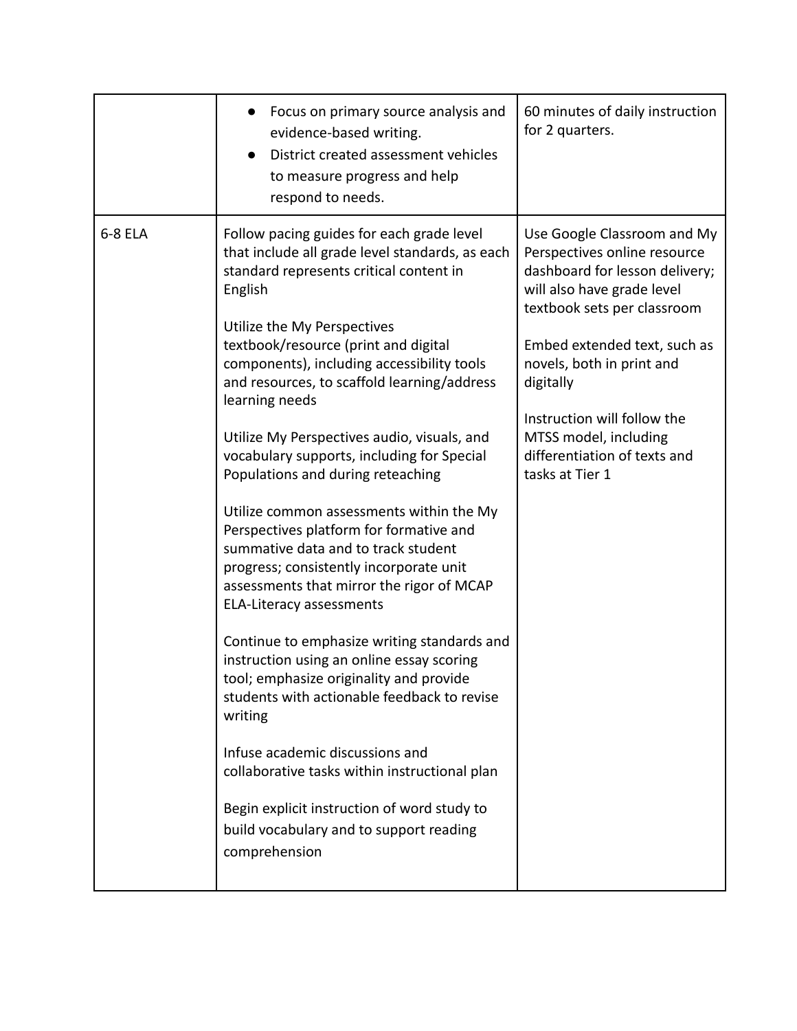| | | |
|---|---|---|
| | • Focus on primary source analysis and evidence-based writing.<br>• District created assessment vehicles to measure progress and help respond to needs. | 60 minutes of daily instruction for 2 quarters. |
| 6-8 ELA | Follow pacing guides for each grade level that include all grade level standards, as each standard represents critical content in English<br><br>Utilize the My Perspectives textbook/resource (print and digital components), including accessibility tools and resources, to scaffold learning/address learning needs<br><br>Utilize My Perspectives audio, visuals, and vocabulary supports, including for Special Populations and during reteaching<br><br>Utilize common assessments within the My Perspectives platform for formative and summative data and to track student progress; consistently incorporate unit assessments that mirror the rigor of MCAP ELA-Literacy assessments<br><br>Continue to emphasize writing standards and instruction using an online essay scoring tool; emphasize originality and provide students with actionable feedback to revise writing<br><br>Infuse academic discussions and collaborative tasks within instructional plan<br><br>Begin explicit instruction of word study to build vocabulary and to support reading comprehension | Use Google Classroom and My Perspectives online resource dashboard for lesson delivery; will also have grade level textbook sets per classroom<br><br>Embed extended text, such as novels, both in print and digitally<br><br>Instruction will follow the MTSS model, including differentiation of texts and tasks at Tier 1 |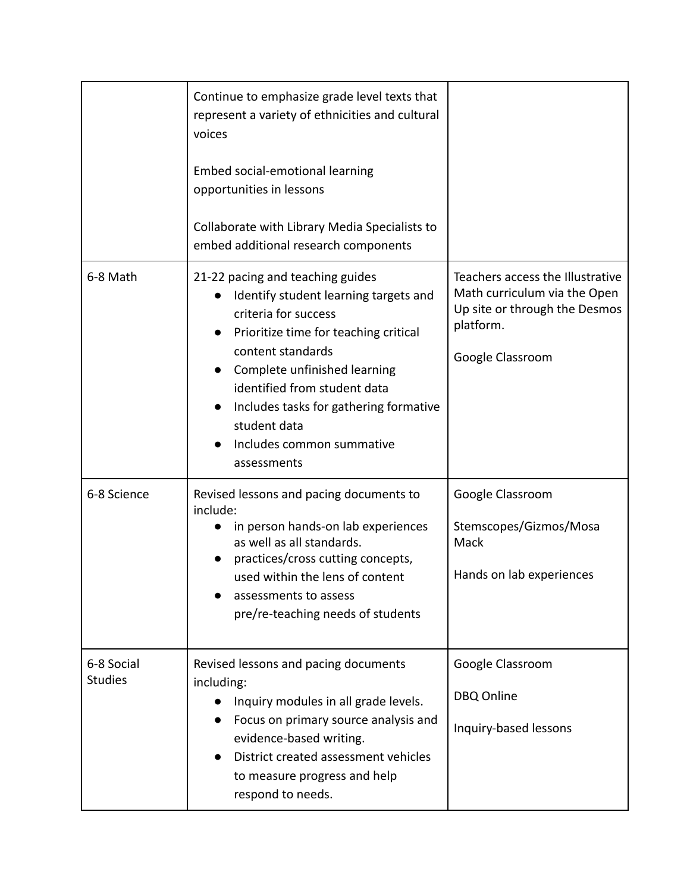| | | |
|---|---|---|
| | Continue to emphasize grade level texts that represent a variety of ethnicities and cultural voices<br><br>Embed social-emotional learning opportunities in lessons<br><br>Collaborate with Library Media Specialists to embed additional research components | |
| 6-8 Math | 21-22 pacing and teaching guides<br>● Identify student learning targets and criteria for success<br>● Prioritize time for teaching critical content standards<br>● Complete unfinished learning identified from student data<br>● Includes tasks for gathering formative student data<br>● Includes common summative assessments | Teachers access the Illustrative Math curriculum via the Open Up site or through the Desmos platform.<br><br>Google Classroom |
| 6-8 Science | Revised lessons and pacing documents to include:<br>● in person hands-on lab experiences as well as all standards.<br>● practices/cross cutting concepts, used within the lens of content<br>● assessments to assess pre/re-teaching needs of students | Google Classroom<br><br>Stemscopes/Gizmos/Mosa Mack<br><br>Hands on lab experiences |
| 6-8 Social Studies | Revised lessons and pacing documents including:<br>● Inquiry modules in all grade levels.<br>● Focus on primary source analysis and evidence-based writing.<br>● District created assessment vehicles to measure progress and help respond to needs. | Google Classroom<br><br>DBQ Online<br><br>Inquiry-based lessons |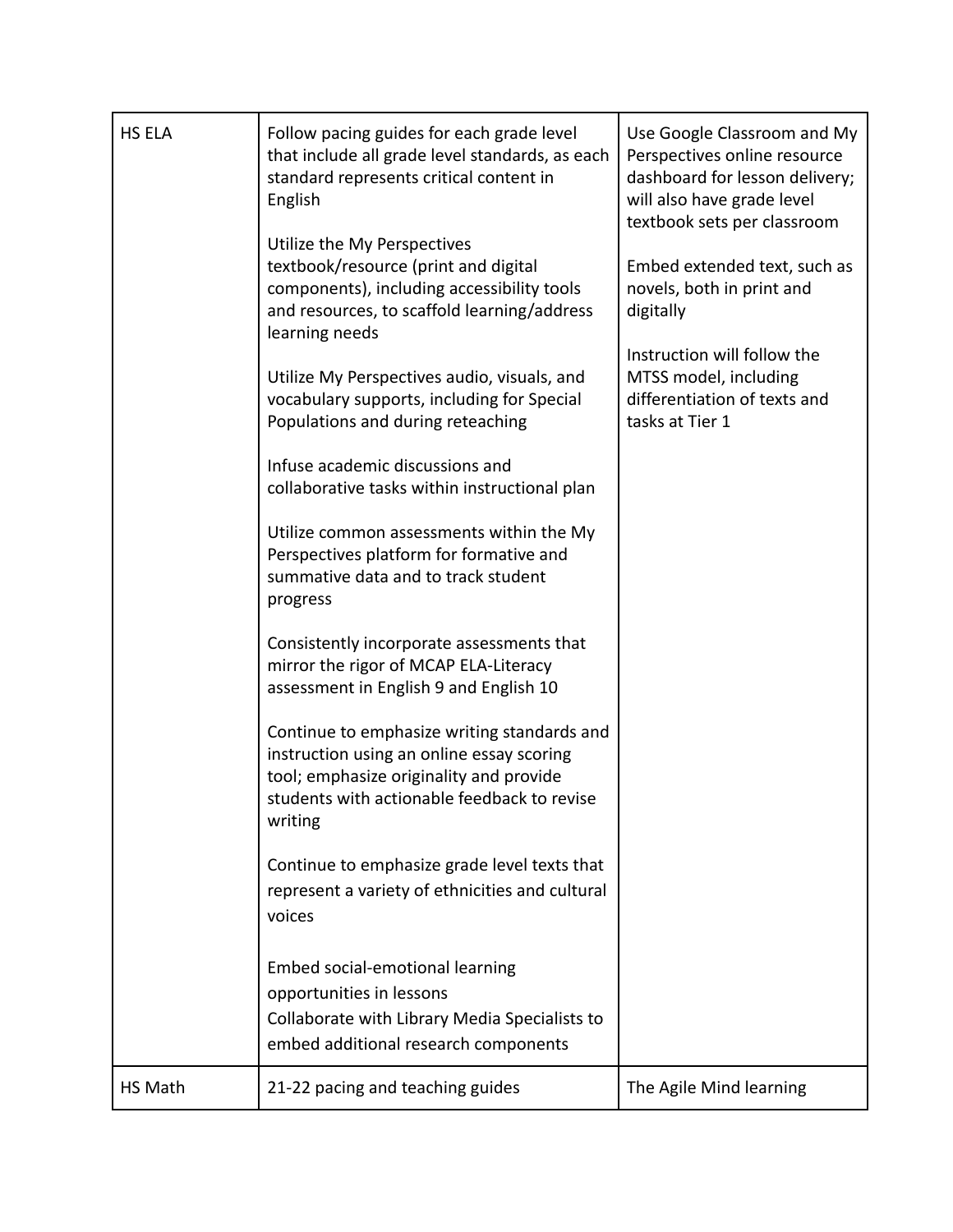| HS ELA | Follow pacing guides for each grade level that include all grade level standards, as each standard represents critical content in English<br><br>Utilize the My Perspectives textbook/resource (print and digital components), including accessibility tools and resources, to scaffold learning/address learning needs<br><br>Utilize My Perspectives audio, visuals, and vocabulary supports, including for Special Populations and during reteaching<br><br>Infuse academic discussions and collaborative tasks within instructional plan<br><br>Utilize common assessments within the My Perspectives platform for formative and summative data and to track student progress<br><br>Consistently incorporate assessments that mirror the rigor of MCAP ELA-Literacy assessment in English 9 and English 10<br><br>Continue to emphasize writing standards and instruction using an online essay scoring tool; emphasize originality and provide students with actionable feedback to revise writing<br><br>Continue to emphasize grade level texts that represent a variety of ethnicities and cultural voices<br><br>Embed social-emotional learning opportunities in lessons<br>Collaborate with Library Media Specialists to embed additional research components | Use Google Classroom and My Perspectives online resource dashboard for lesson delivery; will also have grade level textbook sets per classroom<br><br>Embed extended text, such as novels, both in print and digitally<br><br>Instruction will follow the MTSS model, including differentiation of texts and tasks at Tier 1 |
|---|---|---|
| HS Math | 21-22 pacing and teaching guides | The Agile Mind learning |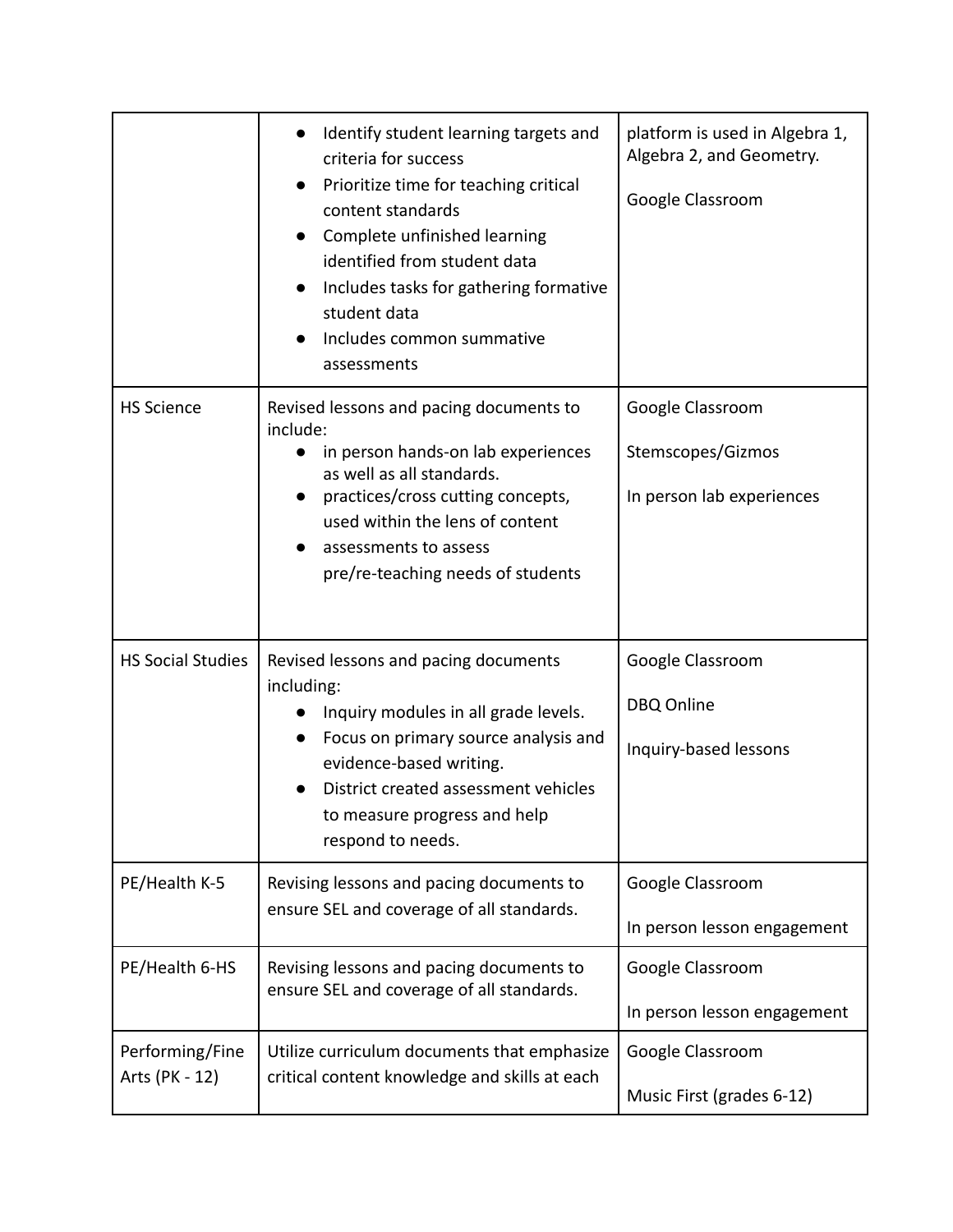| | | |
|---|---|---|
| | • Identify student learning targets and criteria for success<br>• Prioritize time for teaching critical content standards<br>• Complete unfinished learning identified from student data<br>• Includes tasks for gathering formative student data<br>• Includes common summative assessments | platform is used in Algebra 1, Algebra 2, and Geometry.<br><br>Google Classroom |
| HS Science | Revised lessons and pacing documents to include:<br>• in person hands-on lab experiences as well as all standards.<br>• practices/cross cutting concepts, used within the lens of content<br>• assessments to assess pre/re-teaching needs of students | Google Classroom<br><br>Stemscopes/Gizmos<br><br>In person lab experiences |
| HS Social Studies | Revised lessons and pacing documents including:<br>• Inquiry modules in all grade levels.<br>• Focus on primary source analysis and evidence-based writing.<br>• District created assessment vehicles to measure progress and help respond to needs. | Google Classroom<br><br>DBQ Online<br><br>Inquiry-based lessons |
| PE/Health K-5 | Revising lessons and pacing documents to ensure SEL and coverage of all standards. | Google Classroom<br><br>In person lesson engagement |
| PE/Health 6-HS | Revising lessons and pacing documents to ensure SEL and coverage of all standards. | Google Classroom<br><br>In person lesson engagement |
| Performing/Fine Arts (PK - 12) | Utilize curriculum documents that emphasize critical content knowledge and skills at each | Google Classroom<br><br>Music First (grades 6-12) |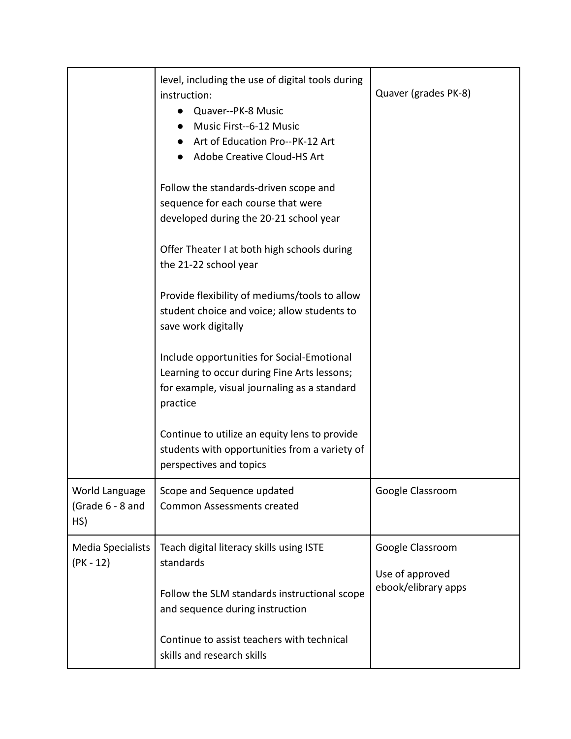| | | |
|---|---|---|
| | level, including the use of digital tools during instruction:<br>• Quaver--PK-8 Music<br>• Music First--6-12 Music<br>• Art of Education Pro--PK-12 Art<br>• Adobe Creative Cloud-HS Art<br><br>Follow the standards-driven scope and sequence for each course that were developed during the 20-21 school year<br><br>Offer Theater I at both high schools during the 21-22 school year<br><br>Provide flexibility of mediums/tools to allow student choice and voice; allow students to save work digitally<br><br>Include opportunities for Social-Emotional Learning to occur during Fine Arts lessons; for example, visual journaling as a standard practice<br><br>Continue to utilize an equity lens to provide students with opportunities from a variety of perspectives and topics | Quaver (grades PK-8) |
| World Language (Grade 6 - 8 and HS) | Scope and Sequence updated<br>Common Assessments created | Google Classroom |
| Media Specialists (PK - 12) | Teach digital literacy skills using ISTE standards<br><br>Follow the SLM standards instructional scope and sequence during instruction<br><br>Continue to assist teachers with technical skills and research skills | Google Classroom<br><br>Use of approved ebook/elibrary apps |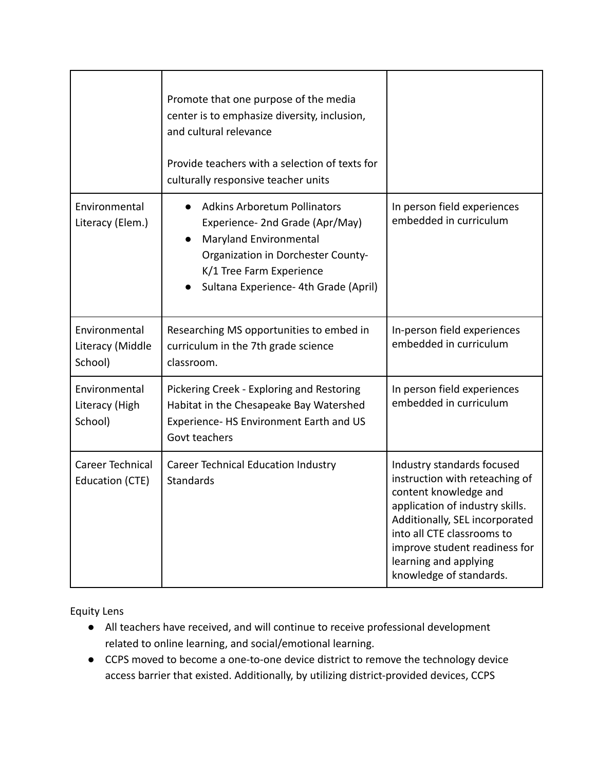| | | |
|---|---|---|
| | Promote that one purpose of the media center is to emphasize diversity, inclusion, and cultural relevance<br><br>Provide teachers with a selection of texts for culturally responsive teacher units | |
| Environmental Literacy (Elem.) | • Adkins Arboretum Pollinators Experience- 2nd Grade (Apr/May)<br>• Maryland Environmental Organization in Dorchester County- K/1 Tree Farm Experience<br>• Sultana Experience- 4th Grade (April) | In person field experiences embedded in curriculum |
| Environmental Literacy (Middle School) | Researching MS opportunities to embed in curriculum in the 7th grade science classroom. | In-person field experiences embedded in curriculum |
| Environmental Literacy (High School) | Pickering Creek - Exploring and Restoring Habitat in the Chesapeake Bay Watershed Experience- HS Environment Earth and US Govt teachers | In person field experiences embedded in curriculum |
| Career Technical Education (CTE) | Career Technical Education Industry Standards | Industry standards focused instruction with reteaching of content knowledge and application of industry skills. Additionally, SEL incorporated into all CTE classrooms to improve student readiness for learning and applying knowledge of standards. |

Equity Lens

- All teachers have received, and will continue to receive professional development related to online learning, and social/emotional learning.
- CCPS moved to become a one-to-one device district to remove the technology device access barrier that existed. Additionally, by utilizing district-provided devices, CCPS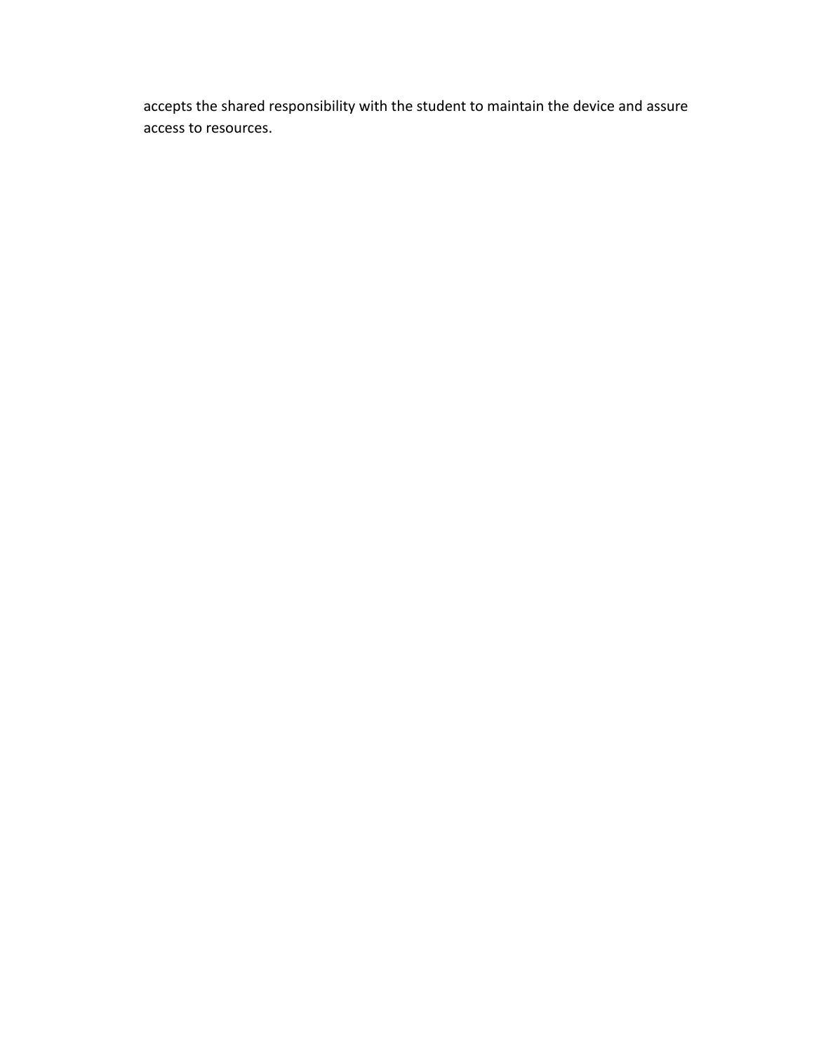accepts the shared responsibility with the student to maintain the device and assure access to resources.